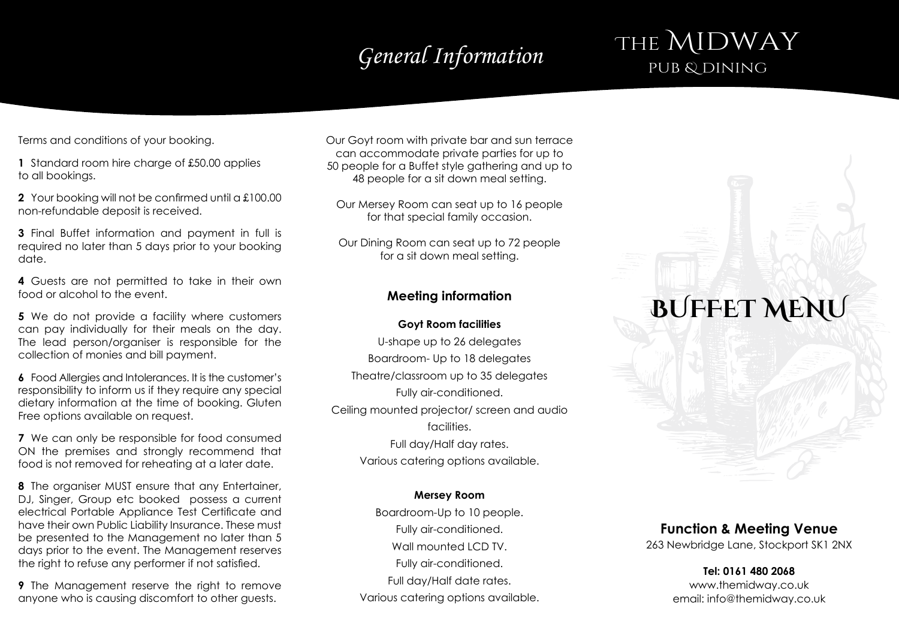# General Information

Terms and conditions of your booking.

**1** Standard room hire charge of £50.00 applies to all bookings.

**2** Your booking will not be confirmed until a £100.00 non-refundable deposit is received.

**3** Final Buffet information and payment in full is required no later than 5 days prior to your booking date.

**4** Guests are not permitted to take in their own food or alcohol to the event.

**5** We do not provide a facility where customers can pay individually for their meals on the day. The lead person/organiser is responsible for the collection of monies and bill payment.

**6** Food Allergies and Intolerances. It is the customer's responsibility to inform us if they require any special dietary information at the time of booking. Gluten Free options available on request.

**7** We can only be responsible for food consumed ON the premises and strongly recommend that food is not removed for reheating at a later date.

**8** The organiser MUST ensure that any Entertainer, DJ, Singer, Group etc booked possess a current electrical Portable Appliance Test Certificate and have their own Public Liability Insurance. These must be presented to the Management no later than 5 days prior to the event. The Management reserves the right to refuse any performer if not satisfied.

**9** The Management reserve the right to remove anyone who is causing discomfort to other guests.

Our Goyt room with private bar and sun terrace can accommodate private parties for up to 50 people for a Buffet style gathering and up to 48 people for a sit down meal setting.

Our Mersey Room can seat up to 16 people for that special family occasion.

Our Dining Room can seat up to 72 people for a sit down meal setting.

## Meeting information

**Goyt Room facilities**

U-shape up to 26 delegates

Boardroom- Up to 18 delegates

Theatre/classroom up to 35 delegates

Fully air-conditioned.

Ceiling mounted projector/ screen and audio facilities.

Full day/Half day rates.

Various catering options available.

**Mersey Room**

Boardroom-Up to 10 people.

Fully air-conditioned.

Wall mounted LCD TV.

Fully air-conditioned.

Full day/Half date rates.

Various catering options available.

# The Midway

PUB & DINING

# Buffet Menu

### Function & Meeting Venue

263 Newbridge Lane, Stockport SK1 2NX

**Tel: 0161 480 2068**

www.themidway.co.uk

email: info@themidway.co.uk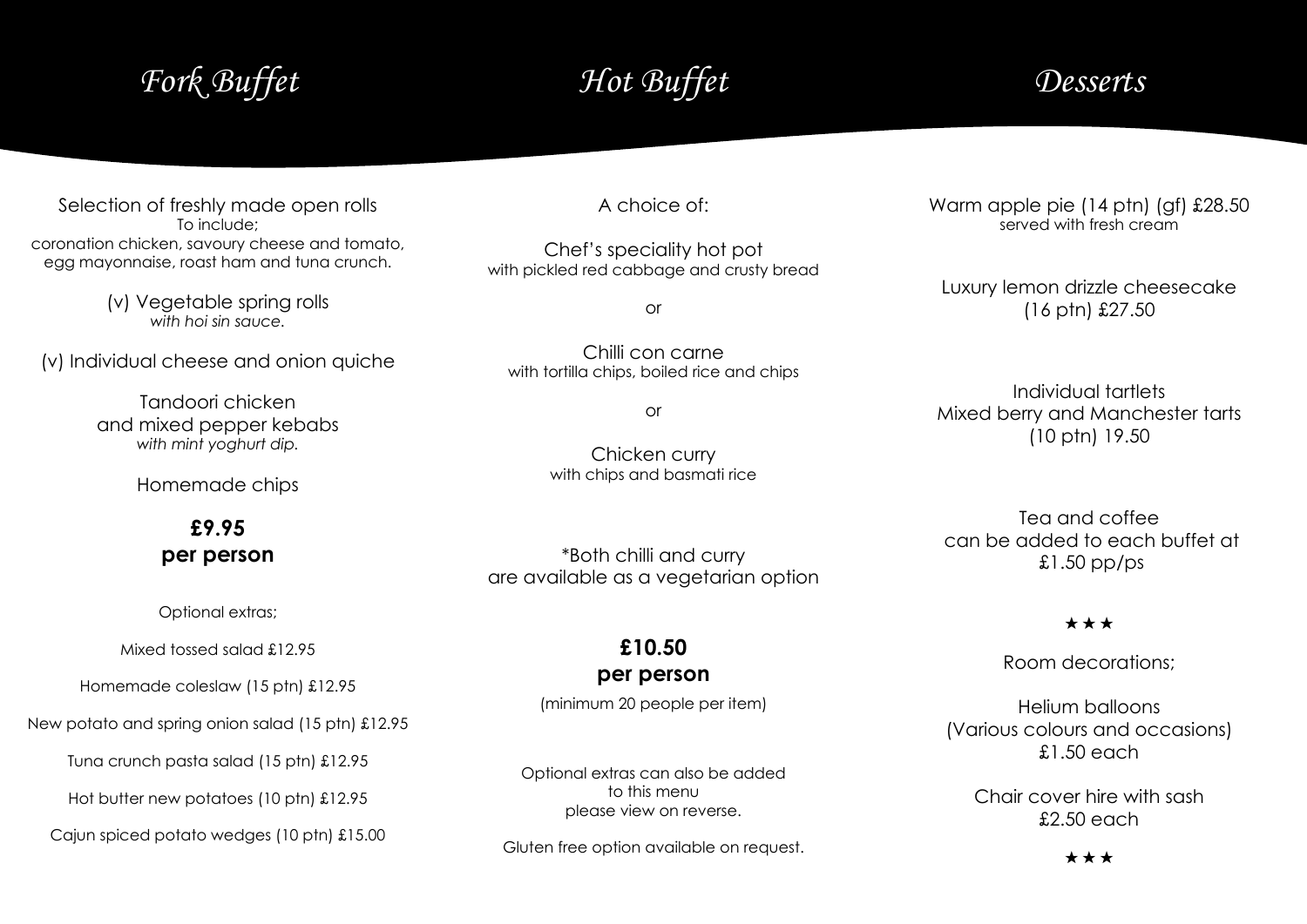## *Fork Buffet*

Selection of freshly made open rolls
To include;
coronation chicken, savoury cheese and tomato, egg mayonnaise, roast ham and tuna crunch.

(v) Vegetable spring rolls
*with hoi sin sauce.*

(v) Individual cheese and onion quiche

Tandoori chicken
and mixed pepper kebabs
*with mint yoghurt dip.*

Homemade chips

**£9.95**
**per person**

Optional extras;

Mixed tossed salad £12.95

Homemade coleslaw (15 ptn) £12.95

New potato and spring onion salad (15 ptn) £12.95

Tuna crunch pasta salad (15 ptn) £12.95

Hot butter new potatoes (10 ptn) £12.95

Cajun spiced potato wedges (10 ptn) £15.00

## *Hot Buffet*

A choice of:

Chef's speciality hot pot
with pickled red cabbage and crusty bread

or

Chilli con carne
with tortilla chips, boiled rice and chips

or

Chicken curry
with chips and basmati rice

*Both chilli and curry
are available as a vegetarian option

**£10.50**
**per person**

(minimum 20 people per item)

Optional extras can also be added
to this menu
please view on reverse.

Gluten free option available on request.

## *Desserts*

Warm apple pie (14 ptn) (gf) £28.50
served with fresh cream

Luxury lemon drizzle cheesecake
(16 ptn) £27.50

Individual tartlets
Mixed berry and Manchester tarts
(10 ptn) 19.50

Tea and coffee
can be added to each buffet at
£1.50 pp/ps

★★★

Room decorations;

Helium balloons
(Various colours and occasions)
£1.50 each

Chair cover hire with sash
£2.50 each

★★★